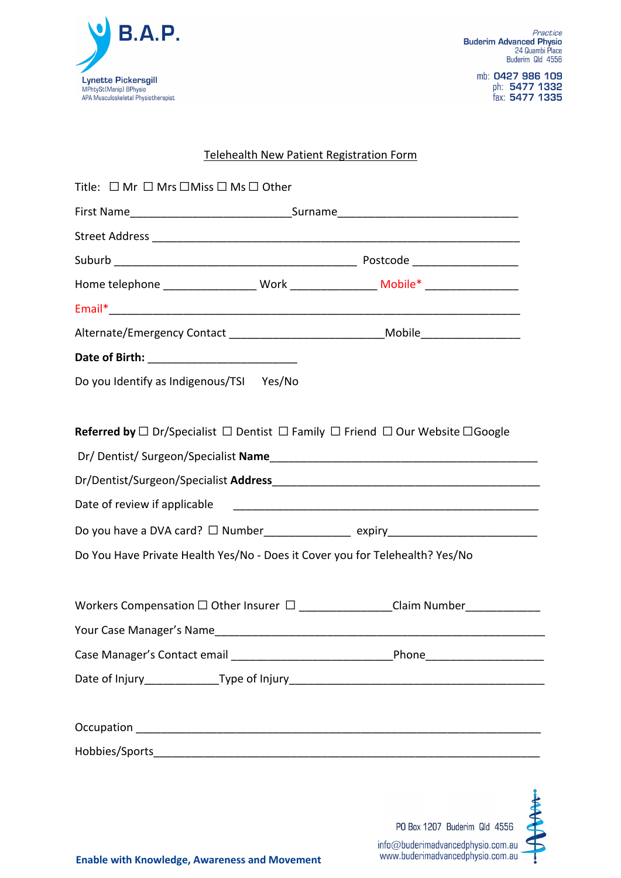B.A.P.

Lynette Pickersgill
MPhtySt(Manip) BPhysio
APA Musculoskeletal Physiotherapist

*Practice*
Buderim Advanced Physio
24 Quambi Place
Buderim Qld 4556

mb: 0427 986 109
ph: 5477 1332
fax: 5477 1335

## Telehealth New Patient Registration Form

Title: ☐ Mr ☐ Mrs ☐Miss ☐ Ms ☐ Other

First Name__________________________Surname_____________________________

Street Address ___________________________________________________________

Suburb _______________________________________ Postcode ________________

Home telephone _______________ Work ______________ Mobile* _______________

Email*_________________________________________________________________

Alternate/Emergency Contact _________________________Mobile________________

**Date of Birth:** _________________________

Do you Identify as Indigenous/TSI Yes/No

**Referred by** ☐ Dr/Specialist ☐ Dentist ☐ Family ☐ Friend ☐ Our Website ☐Google

Dr/ Dentist/ Surgeon/Specialist **Name**_____________________________________________

Dr/Dentist/Surgeon/Specialist **Address**___________________________________________

Date of review if applicable _________________________________________________

Do you have a DVA card? ☐ Number______________ expiry________________________

Do You Have Private Health Yes/No - Does it Cover you for Telehealth? Yes/No

Workers Compensation ☐ Other Insurer ☐ _______________Claim Number____________

Your Case Manager's Name_____________________________________________________

Case Manager's Contact email __________________________Phone___________________

Date of Injury____________Type of Injury__________________________________________

Occupation _______________________________________________________________

Hobbies/Sports_____________________________________________________________

PO Box 1207 Buderim Qld 4556
info@buderimadvancedphysio.com.au
www.buderimadvancedphysio.com.au

**Enable with Knowledge, Awareness and Movement**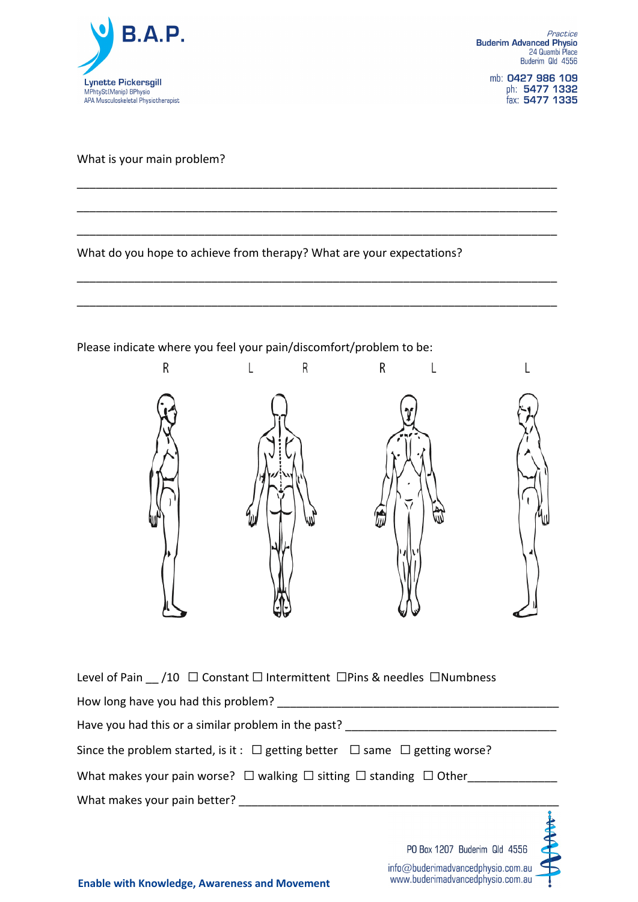What is your main problem?

\_\_\_\_\_\_\_\_\_\_\_\_\_\_\_\_\_\_\_\_\_\_\_\_\_\_\_\_\_\_\_\_\_\_\_\_\_\_\_\_\_\_\_\_\_\_\_\_\_\_\_\_\_\_\_\_\_\_\_\_\_\_\_\_\_\_\_\_\_\_\_\_

\_\_\_\_\_\_\_\_\_\_\_\_\_\_\_\_\_\_\_\_\_\_\_\_\_\_\_\_\_\_\_\_\_\_\_\_\_\_\_\_\_\_\_\_\_\_\_\_\_\_\_\_\_\_\_\_\_\_\_\_\_\_\_\_\_\_\_\_\_\_\_\_

\_\_\_\_\_\_\_\_\_\_\_\_\_\_\_\_\_\_\_\_\_\_\_\_\_\_\_\_\_\_\_\_\_\_\_\_\_\_\_\_\_\_\_\_\_\_\_\_\_\_\_\_\_\_\_\_\_\_\_\_\_\_\_\_\_\_\_\_\_\_\_\_

What do you hope to achieve from therapy? What are your expectations?

\_\_\_\_\_\_\_\_\_\_\_\_\_\_\_\_\_\_\_\_\_\_\_\_\_\_\_\_\_\_\_\_\_\_\_\_\_\_\_\_\_\_\_\_\_\_\_\_\_\_\_\_\_\_\_\_\_\_\_\_\_\_\_\_\_\_\_\_\_\_\_\_

\_\_\_\_\_\_\_\_\_\_\_\_\_\_\_\_\_\_\_\_\_\_\_\_\_\_\_\_\_\_\_\_\_\_\_\_\_\_\_\_\_\_\_\_\_\_\_\_\_\_\_\_\_\_\_\_\_\_\_\_\_\_\_\_\_\_\_\_\_\_\_\_

Please indicate where you feel your pain/discomfort/problem to be:

R L R R L L

Level of Pain \_\_ /10 ☐ Constant ☐ Intermittent ☐ Pins & needles ☐ Numbness

How long have you had this problem? \_\_\_\_\_\_\_\_\_\_\_\_\_\_\_\_\_\_\_\_\_\_\_\_\_\_\_\_\_\_\_\_\_\_\_\_\_\_\_\_

Have you had this or a similar problem in the past? \_\_\_\_\_\_\_\_\_\_\_\_\_\_\_\_\_\_\_\_\_\_\_\_\_\_\_\_\_\_\_

Since the problem started, is it : ☐ getting better ☐ same ☐ getting worse?

What makes your pain worse? ☐ walking ☐ sitting ☐ standing ☐ Other\_\_\_\_\_\_\_\_\_\_\_\_\_

What makes your pain better? \_\_\_\_\_\_\_\_\_\_\_\_\_\_\_\_\_\_\_\_\_\_\_\_\_\_\_\_\_\_\_\_\_\_\_\_\_\_\_\_\_\_\_\_\_\_\_\_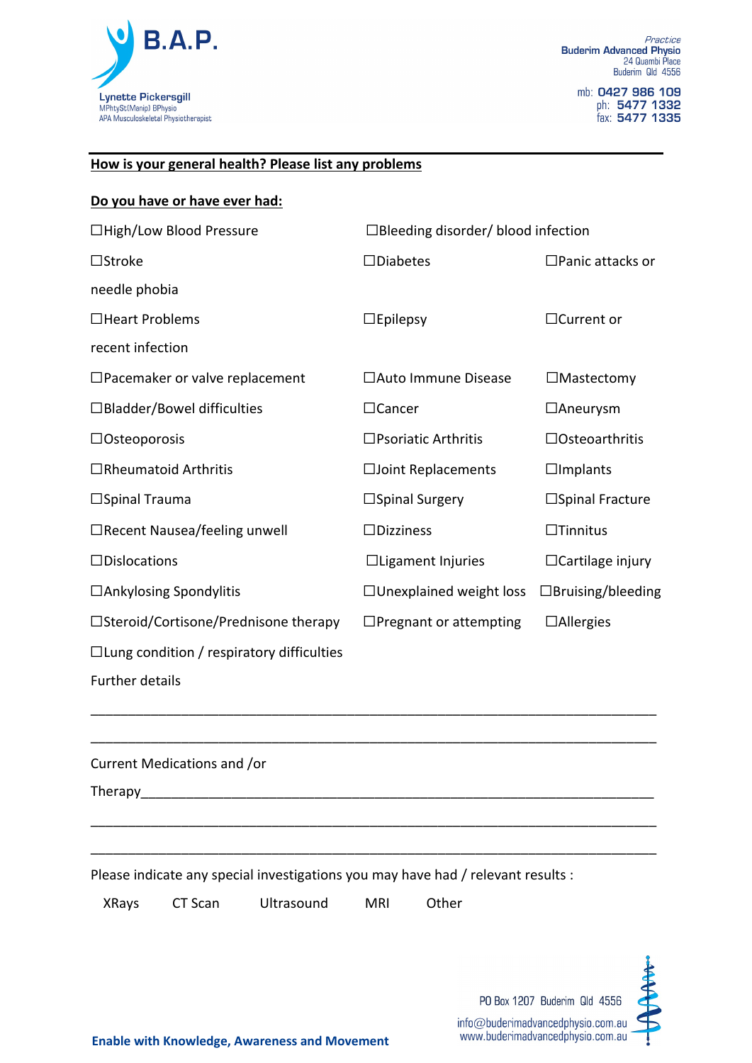**B.A.P.**

Lynette Pickersgill
MPhtySt(Manip) BPhysio
APA Musculoskeletal Physiotherapist

*Practice*
**Buderim Advanced Physio**
24 Quambi Place
Buderim Qld 4556

mb: **0427 986 109**
ph: **5477 1332**
fax: **5477 1335**

---

**How is your general health? Please list any problems**

**Do you have or have ever had:**

☐High/Low Blood Pressure ☐Bleeding disorder/ blood infection

☐Stroke ☐Diabetes ☐Panic attacks or needle phobia

☐Heart Problems ☐Epilepsy ☐Current or recent infection

☐Pacemaker or valve replacement ☐Auto Immune Disease ☐Mastectomy

☐Bladder/Bowel difficulties ☐Cancer ☐Aneurysm

☐Osteoporosis ☐Psoriatic Arthritis ☐Osteoarthritis

☐Rheumatoid Arthritis ☐Joint Replacements ☐Implants

☐Spinal Trauma ☐Spinal Surgery ☐Spinal Fracture

☐Recent Nausea/feeling unwell ☐Dizziness ☐Tinnitus

☐Dislocations ☐Ligament Injuries ☐Cartilage injury

☐Ankylosing Spondylitis ☐Unexplained weight loss ☐Bruising/bleeding

☐Steroid/Cortisone/Prednisone therapy ☐Pregnant or attempting ☐Allergies

☐Lung condition / respiratory difficulties

Further details

________________________________________________________________________

________________________________________________________________________

Current Medications and /or Therapy________________________________________________________________

________________________________________________________________________

________________________________________________________________________

Please indicate any special investigations you may have had / relevant results :

XRays CT Scan Ultrasound MRI Other

PO Box 1207 Buderim Qld 4556
info@buderimadvancedphysio.com.au
www.buderimadvancedphysio.com.au

**Enable with Knowledge, Awareness and Movement**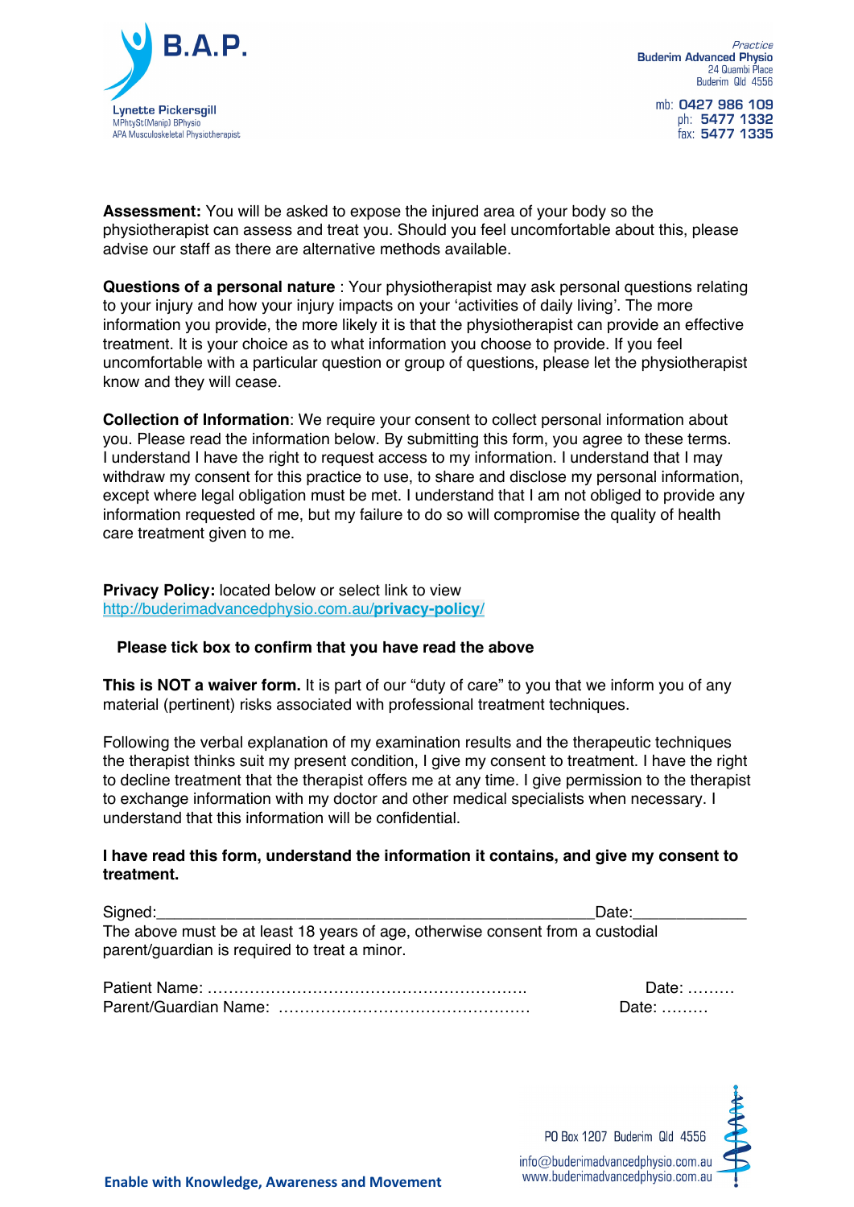**B.A.P.**

Lynette Pickersgill
MPhtySt(Manip) BPhysio
APA Musculoskeletal Physiotherapist

*Practice*
Buderim Advanced Physio
24 Quambi Place
Buderim Qld 4556

mb: 0427 986 109
ph: 5477 1332
fax: 5477 1335

**Assessment:** You will be asked to expose the injured area of your body so the physiotherapist can assess and treat you. Should you feel uncomfortable about this, please advise our staff as there are alternative methods available.

**Questions of a personal nature** : Your physiotherapist may ask personal questions relating to your injury and how your injury impacts on your 'activities of daily living'. The more information you provide, the more likely it is that the physiotherapist can provide an effective treatment. It is your choice as to what information you choose to provide. If you feel uncomfortable with a particular question or group of questions, please let the physiotherapist know and they will cease.

**Collection of Information**: We require your consent to collect personal information about you. Please read the information below. By submitting this form, you agree to these terms. I understand I have the right to request access to my information. I understand that I may withdraw my consent for this practice to use, to share and disclose my personal information, except where legal obligation must be met. I understand that I am not obliged to provide any information requested of me, but my failure to do so will compromise the quality of health care treatment given to me.

**Privacy Policy:** located below or select link to view
http://buderimadvancedphysio.com.au/**privacy-policy**/

**Please tick box to confirm that you have read the above**

**This is NOT a waiver form.** It is part of our "duty of care" to you that we inform you of any material (pertinent) risks associated with professional treatment techniques.

Following the verbal explanation of my examination results and the therapeutic techniques the therapist thinks suit my present condition, I give my consent to treatment. I have the right to decline treatment that the therapist offers me at any time. I give permission to the therapist to exchange information with my doctor and other medical specialists when necessary. I understand that this information will be confidential.

**I have read this form, understand the information it contains, and give my consent to treatment.**

Signed:\_\_\_\_\_\_\_\_\_\_\_\_\_\_\_\_\_\_\_\_\_\_\_\_\_\_\_\_\_\_\_\_\_\_\_\_\_\_\_\_\_\_\_\_\_\_\_\_\_\_\_\_Date:\_\_\_\_\_\_\_\_\_\_\_\_\_
The above must be at least 18 years of age, otherwise consent from a custodial parent/guardian is required to treat a minor.

Patient Name: …………………………………………………… Date: ………
Parent/Guardian Name: ………………………………………… Date: ………

PO Box 1207 Buderim Qld 4556
info@buderimadvancedphysio.com.au
www.buderimadvancedphysio.com.au

**Enable with Knowledge, Awareness and Movement**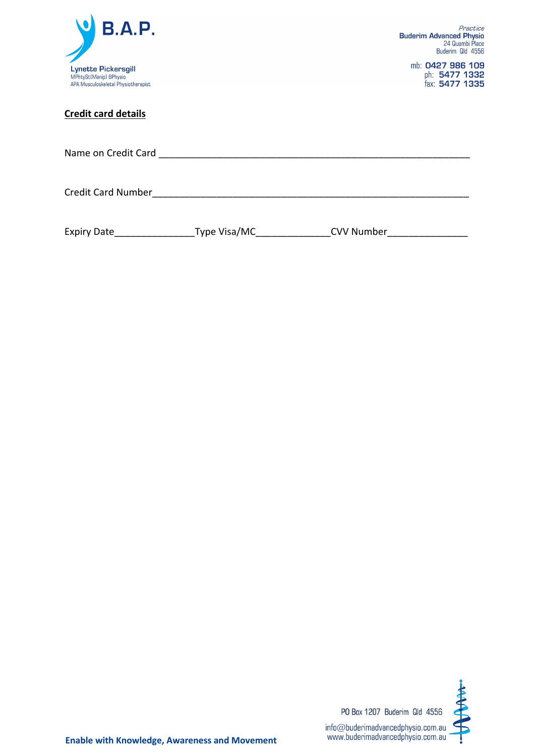B.A.P.

Lynette Pickersgill
MPhtySt(Manip) BPhysio
APA Musculoskeletal Physiotherapist

*Practice*
Buderim Advanced Physio
24 Quambi Place
Buderim Qld 4556

mb: 0427 986 109
ph: 5477 1332
fax: 5477 1335

**Credit card details**

Name on Credit Card ____________________________________________________________

Credit Card Number______________________________________________________________

Expiry Date_______________Type Visa/MC______________CVV Number_______________

PO Box 1207 Buderim Qld 4556
info@buderimadvancedphysio.com.au
www.buderimadvancedphysio.com.au

**Enable with Knowledge, Awareness and Movement**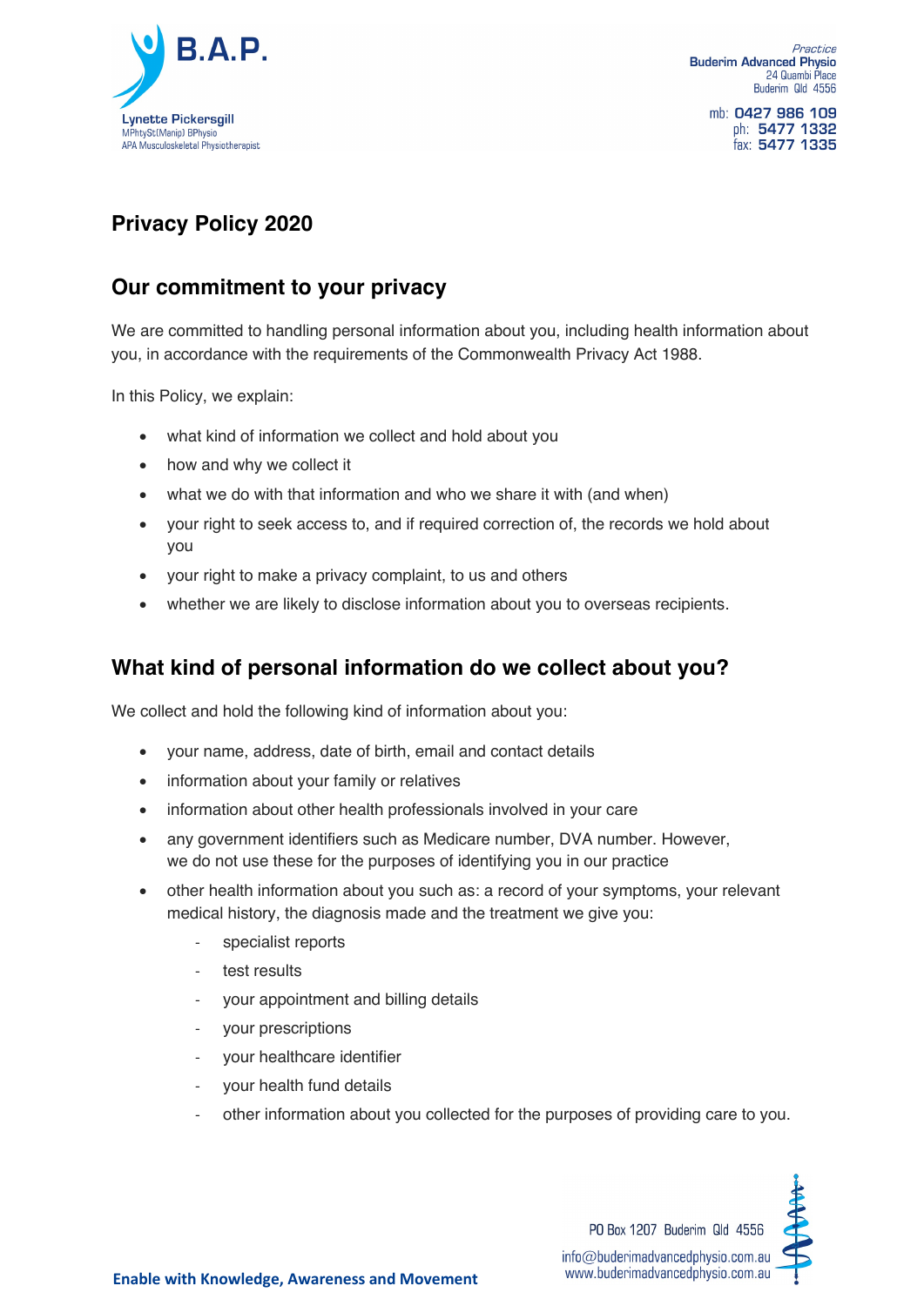# Privacy Policy 2020

## Our commitment to your privacy

We are committed to handling personal information about you, including health information about you, in accordance with the requirements of the Commonwealth Privacy Act 1988.

In this Policy, we explain:

- what kind of information we collect and hold about you
- how and why we collect it
- what we do with that information and who we share it with (and when)
- your right to seek access to, and if required correction of, the records we hold about you
- your right to make a privacy complaint, to us and others
- whether we are likely to disclose information about you to overseas recipients.

## What kind of personal information do we collect about you?

We collect and hold the following kind of information about you:

- your name, address, date of birth, email and contact details
- information about your family or relatives
- information about other health professionals involved in your care
- any government identifiers such as Medicare number, DVA number. However, we do not use these for the purposes of identifying you in our practice
- other health information about you such as: a record of your symptoms, your relevant medical history, the diagnosis made and the treatment we give you:
  - specialist reports
  - test results
  - your appointment and billing details
  - your prescriptions
  - your healthcare identifier
  - your health fund details
  - other information about you collected for the purposes of providing care to you.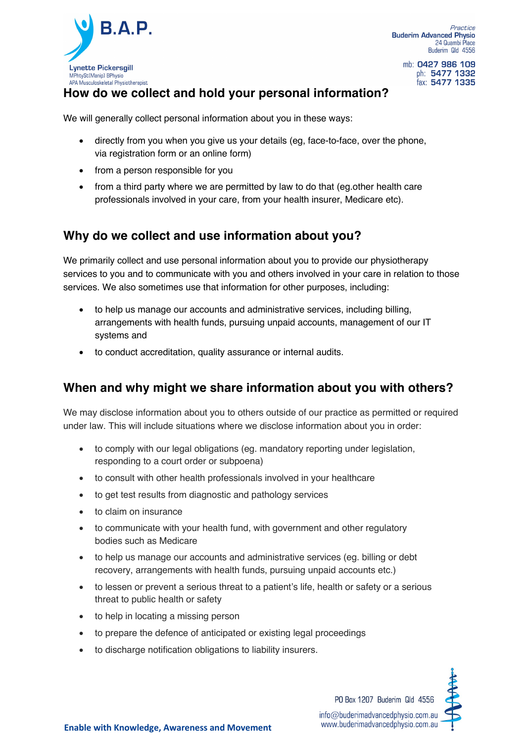## How do we collect and hold your personal information?

We will generally collect personal information about you in these ways:

- directly from you when you give us your details (eg, face-to-face, over the phone, via registration form or an online form)
- from a person responsible for you
- from a third party where we are permitted by law to do that (eg.other health care professionals involved in your care, from your health insurer, Medicare etc).

## Why do we collect and use information about you?

We primarily collect and use personal information about you to provide our physiotherapy services to you and to communicate with you and others involved in your care in relation to those services. We also sometimes use that information for other purposes, including:

- to help us manage our accounts and administrative services, including billing, arrangements with health funds, pursuing unpaid accounts, management of our IT systems and
- to conduct accreditation, quality assurance or internal audits.

## When and why might we share information about you with others?

We may disclose information about you to others outside of our practice as permitted or required under law. This will include situations where we disclose information about you in order:

- to comply with our legal obligations (eg. mandatory reporting under legislation, responding to a court order or subpoena)
- to consult with other health professionals involved in your healthcare
- to get test results from diagnostic and pathology services
- to claim on insurance
- to communicate with your health fund, with government and other regulatory bodies such as Medicare
- to help us manage our accounts and administrative services (eg. billing or debt recovery, arrangements with health funds, pursuing unpaid accounts etc.)
- to lessen or prevent a serious threat to a patient's life, health or safety or a serious threat to public health or safety
- to help in locating a missing person
- to prepare the defence of anticipated or existing legal proceedings
- to discharge notification obligations to liability insurers.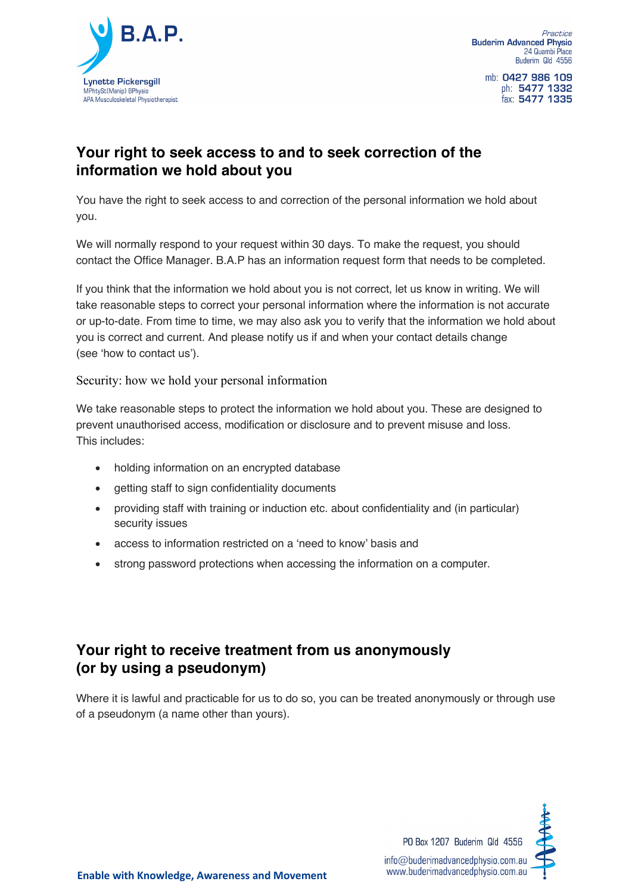## Your right to seek access to and to seek correction of the information we hold about you

You have the right to seek access to and correction of the personal information we hold about you.

We will normally respond to your request within 30 days. To make the request, you should contact the Office Manager. B.A.P has an information request form that needs to be completed.

If you think that the information we hold about you is not correct, let us know in writing. We will take reasonable steps to correct your personal information where the information is not accurate or up-to-date. From time to time, we may also ask you to verify that the information we hold about you is correct and current. And please notify us if and when your contact details change (see 'how to contact us').

Security: how we hold your personal information

We take reasonable steps to protect the information we hold about you. These are designed to prevent unauthorised access, modification or disclosure and to prevent misuse and loss. This includes:

- holding information on an encrypted database
- getting staff to sign confidentiality documents
- providing staff with training or induction etc. about confidentiality and (in particular) security issues
- access to information restricted on a 'need to know' basis and
- strong password protections when accessing the information on a computer.

## Your right to receive treatment from us anonymously (or by using a pseudonym)

Where it is lawful and practicable for us to do so, you can be treated anonymously or through use of a pseudonym (a name other than yours).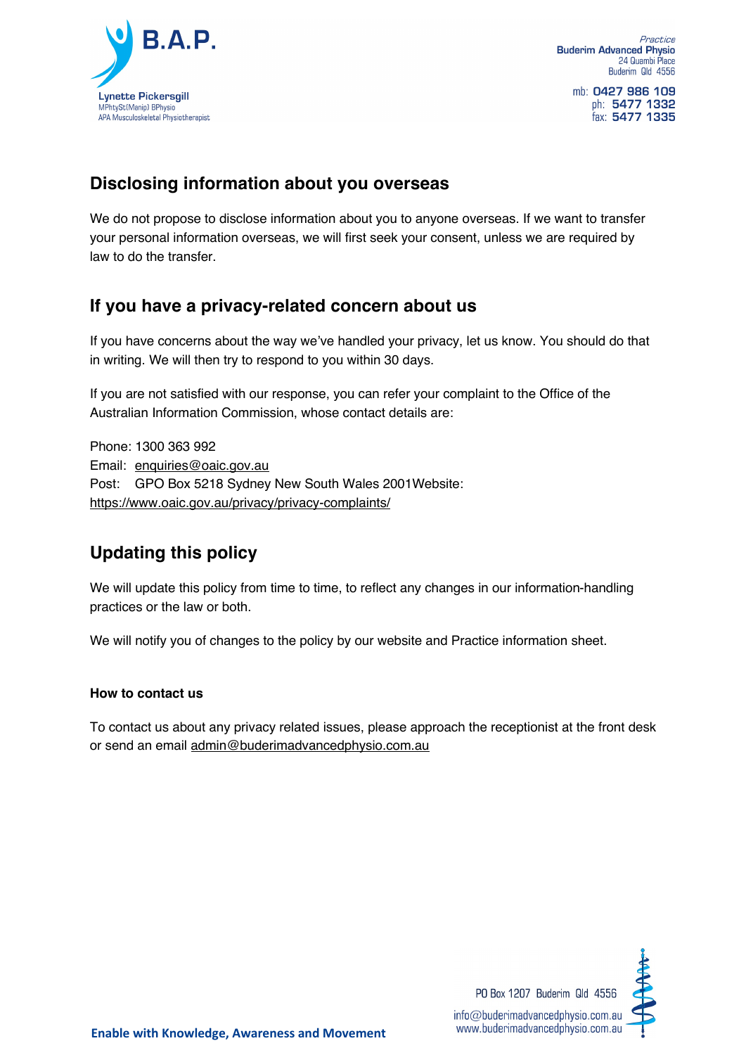## Disclosing information about you overseas

We do not propose to disclose information about you to anyone overseas. If we want to transfer your personal information overseas, we will first seek your consent, unless we are required by law to do the transfer.

## If you have a privacy-related concern about us

If you have concerns about the way we've handled your privacy, let us know. You should do that in writing. We will then try to respond to you within 30 days.

If you are not satisfied with our response, you can refer your complaint to the Office of the Australian Information Commission, whose contact details are:

Phone: 1300 363 992
Email: enquiries@oaic.gov.au
Post: GPO Box 5218 Sydney New South Wales 2001Website: https://www.oaic.gov.au/privacy/privacy-complaints/

## Updating this policy

We will update this policy from time to time, to reflect any changes in our information-handling practices or the law or both.

We will notify you of changes to the policy by our website and Practice information sheet.

#### How to contact us

To contact us about any privacy related issues, please approach the receptionist at the front desk or send an email admin@buderimadvancedphysio.com.au